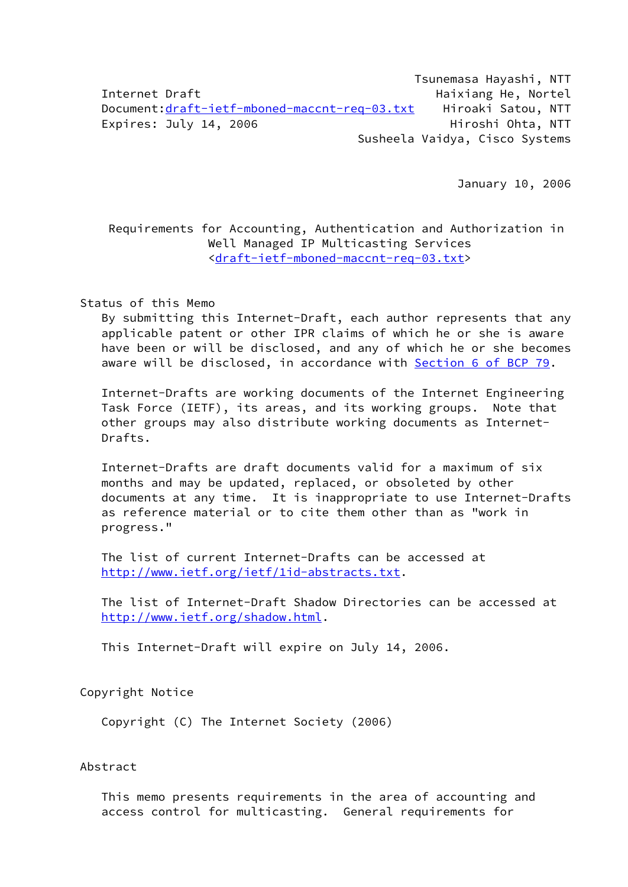Tsunemasa Hayashi, NTT
Internet Draft Haixiang He, Nortel
Document: draft-ietf-mboned-maccnt-req-03.txt Hiroaki Satou, NTT
Expires: July 14, 2006 Hiroshi Ohta, NTT
Susheela Vaidya, Cisco Systems

January 10, 2006

# Requirements for Accounting, Authentication and Authorization in Well Managed IP Multicasting Services

<draft-ietf-mboned-maccnt-req-03.txt>

## Status of this Memo

By submitting this Internet-Draft, each author represents that any applicable patent or other IPR claims of which he or she is aware have been or will be disclosed, and any of which he or she becomes aware will be disclosed, in accordance with Section 6 of BCP 79.

Internet-Drafts are working documents of the Internet Engineering Task Force (IETF), its areas, and its working groups. Note that other groups may also distribute working documents as Internet-Drafts.

Internet-Drafts are draft documents valid for a maximum of six months and may be updated, replaced, or obsoleted by other documents at any time. It is inappropriate to use Internet-Drafts as reference material or to cite them other than as "work in progress."

The list of current Internet-Drafts can be accessed at http://www.ietf.org/ietf/1id-abstracts.txt.

The list of Internet-Draft Shadow Directories can be accessed at http://www.ietf.org/shadow.html.

This Internet-Draft will expire on July 14, 2006.

## Copyright Notice

Copyright (C) The Internet Society (2006)

## Abstract

This memo presents requirements in the area of accounting and access control for multicasting. General requirements for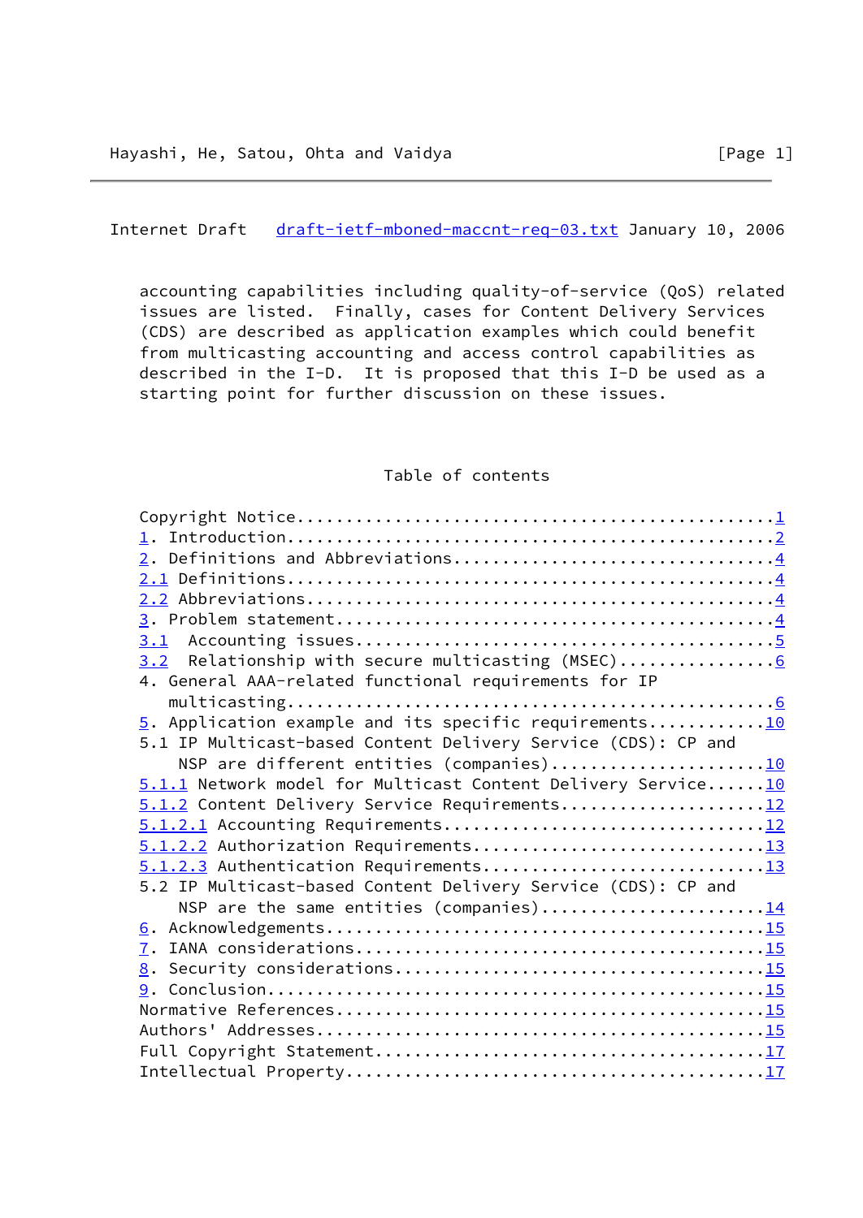accounting capabilities including quality-of-service (QoS) related issues are listed. Finally, cases for Content Delivery Services (CDS) are described as application examples which could benefit from multicasting accounting and access control capabilities as described in the I-D. It is proposed that this I-D be used as a starting point for further discussion on these issues.

## Table of contents

```
Copyright Notice...............................................1
1. Introduction................................................2
2. Definitions and Abbreviations...............................4
2.1 Definitions................................................4
2.2 Abbreviations..............................................4
3. Problem statement...........................................4
3.1  Accounting issues.........................................5
3.2  Relationship with secure multicasting (MSEC)..............6
4. General AAA-related functional requirements for IP
   multicasting................................................6
5. Application example and its specific requirements..........10
5.1 IP Multicast-based Content Delivery Service (CDS): CP and
    NSP are different entities (companies)....................10
5.1.1 Network model for Multicast Content Delivery Service......10
5.1.2 Content Delivery Service Requirements.....................12
5.1.2.1 Accounting Requirements.................................12
5.1.2.2 Authorization Requirements..............................13
5.1.2.3 Authentication Requirements.............................13
5.2 IP Multicast-based Content Delivery Service (CDS): CP and
    NSP are the same entities (companies).....................14
6. Acknowledgements...........................................15
7. IANA considerations........................................15
8. Security considerations....................................15
9. Conclusion.................................................15
Normative References..........................................15
Authors' Addresses............................................15
Full Copyright Statement......................................17
Intellectual Property.........................................17
```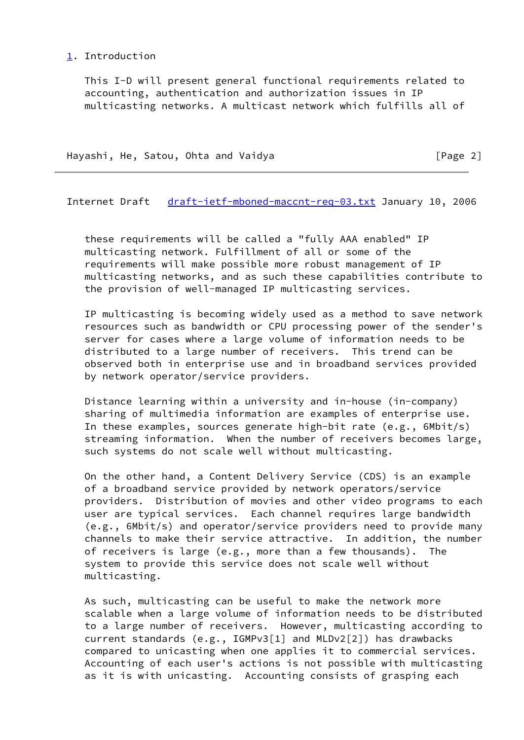## 1. Introduction

This I-D will present general functional requirements related to accounting, authentication and authorization issues in IP multicasting networks. A multicast network which fulfills all of these requirements will be called a "fully AAA enabled" IP multicasting network. Fulfillment of all or some of the requirements will make possible more robust management of IP multicasting networks, and as such these capabilities contribute to the provision of well-managed IP multicasting services.

IP multicasting is becoming widely used as a method to save network resources such as bandwidth or CPU processing power of the sender's server for cases where a large volume of information needs to be distributed to a large number of receivers. This trend can be observed both in enterprise use and in broadband services provided by network operator/service providers.

Distance learning within a university and in-house (in-company) sharing of multimedia information are examples of enterprise use. In these examples, sources generate high-bit rate (e.g., 6Mbit/s) streaming information. When the number of receivers becomes large, such systems do not scale well without multicasting.

On the other hand, a Content Delivery Service (CDS) is an example of a broadband service provided by network operators/service providers. Distribution of movies and other video programs to each user are typical services. Each channel requires large bandwidth (e.g., 6Mbit/s) and operator/service providers need to provide many channels to make their service attractive. In addition, the number of receivers is large (e.g., more than a few thousands). The system to provide this service does not scale well without multicasting.

As such, multicasting can be useful to make the network more scalable when a large volume of information needs to be distributed to a large number of receivers. However, multicasting according to current standards (e.g., IGMPv3[1] and MLDv2[2]) has drawbacks compared to unicasting when one applies it to commercial services. Accounting of each user's actions is not possible with multicasting as it is with unicasting. Accounting consists of grasping each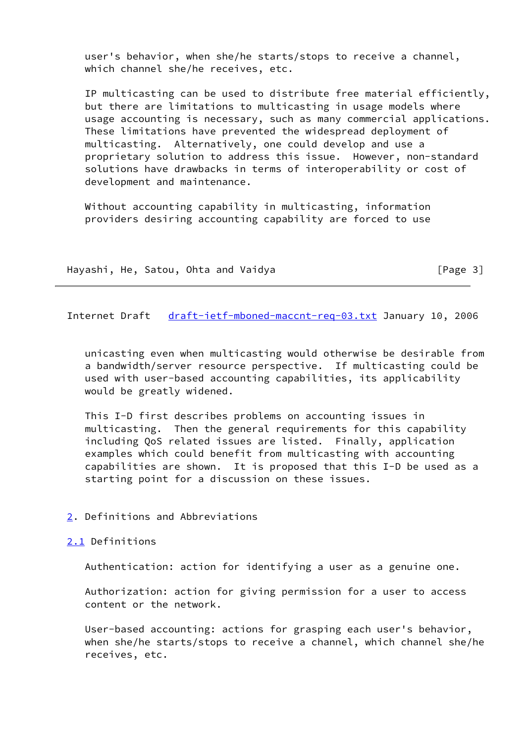user's behavior, when she/he starts/stops to receive a channel, which channel she/he receives, etc.

IP multicasting can be used to distribute free material efficiently, but there are limitations to multicasting in usage models where usage accounting is necessary, such as many commercial applications. These limitations have prevented the widespread deployment of multicasting. Alternatively, one could develop and use a proprietary solution to address this issue. However, non-standard solutions have drawbacks in terms of interoperability or cost of development and maintenance.

Without accounting capability in multicasting, information providers desiring accounting capability are forced to use unicasting even when multicasting would otherwise be desirable from a bandwidth/server resource perspective. If multicasting could be used with user-based accounting capabilities, its applicability would be greatly widened.

This I-D first describes problems on accounting issues in multicasting. Then the general requirements for this capability including QoS related issues are listed. Finally, application examples which could benefit from multicasting with accounting capabilities are shown. It is proposed that this I-D be used as a starting point for a discussion on these issues.

## 2. Definitions and Abbreviations

### 2.1 Definitions

Authentication: action for identifying a user as a genuine one.

Authorization: action for giving permission for a user to access content or the network.

User-based accounting: actions for grasping each user's behavior, when she/he starts/stops to receive a channel, which channel she/he receives, etc.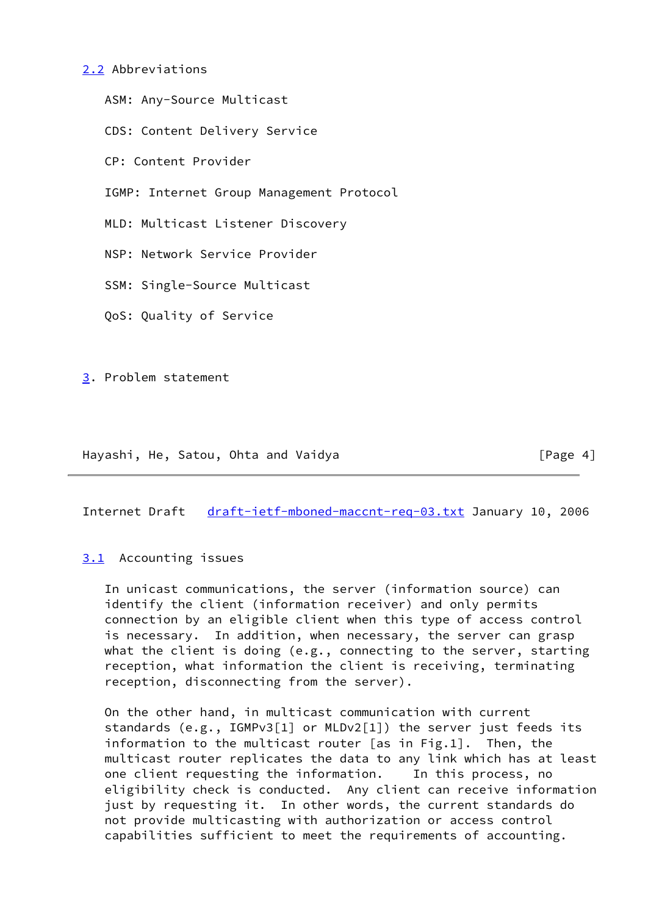## 2.2 Abbreviations

ASM: Any-Source Multicast

CDS: Content Delivery Service

CP: Content Provider

IGMP: Internet Group Management Protocol

MLD: Multicast Listener Discovery

NSP: Network Service Provider

SSM: Single-Source Multicast

QoS: Quality of Service

# 3. Problem statement

## 3.1 Accounting issues

In unicast communications, the server (information source) can identify the client (information receiver) and only permits connection by an eligible client when this type of access control is necessary. In addition, when necessary, the server can grasp what the client is doing (e.g., connecting to the server, starting reception, what information the client is receiving, terminating reception, disconnecting from the server).

On the other hand, in multicast communication with current standards (e.g., IGMPv3[1] or MLDv2[1]) the server just feeds its information to the multicast router [as in Fig.1]. Then, the multicast router replicates the data to any link which has at least one client requesting the information. In this process, no eligibility check is conducted. Any client can receive information just by requesting it. In other words, the current standards do not provide multicasting with authorization or access control capabilities sufficient to meet the requirements of accounting.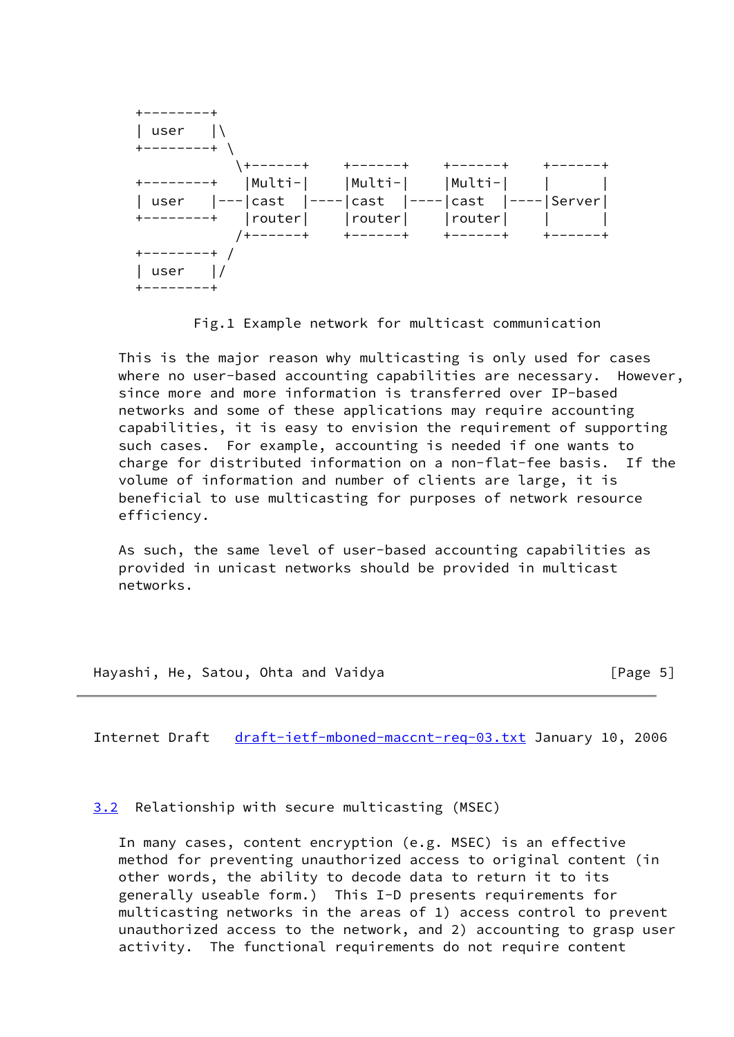```
+---------+
| user    |\
+---------+ \
             \+------+    +------+    +------+    +------+
+---------+   |Multi-|    |Multi-|    |Multi-|    |      |
| user    |---|cast  |----|cast  |----|cast  |----|Server|
+---------+   |router|    |router|    |router|    |      |
             /+------+    +------+    +------+    +------+
+---------+ /
| user    |/
+---------+
```

Fig.1 Example network for multicast communication

This is the major reason why multicasting is only used for cases where no user-based accounting capabilities are necessary. However, since more and more information is transferred over IP-based networks and some of these applications may require accounting capabilities, it is easy to envision the requirement of supporting such cases. For example, accounting is needed if one wants to charge for distributed information on a non-flat-fee basis. If the volume of information and number of clients are large, it is beneficial to use multicasting for purposes of network resource efficiency.

As such, the same level of user-based accounting capabilities as provided in unicast networks should be provided in multicast networks.

### 3.2 Relationship with secure multicasting (MSEC)

In many cases, content encryption (e.g. MSEC) is an effective method for preventing unauthorized access to original content (in other words, the ability to decode data to return it to its generally useable form.) This I-D presents requirements for multicasting networks in the areas of 1) access control to prevent unauthorized access to the network, and 2) accounting to grasp user activity. The functional requirements do not require content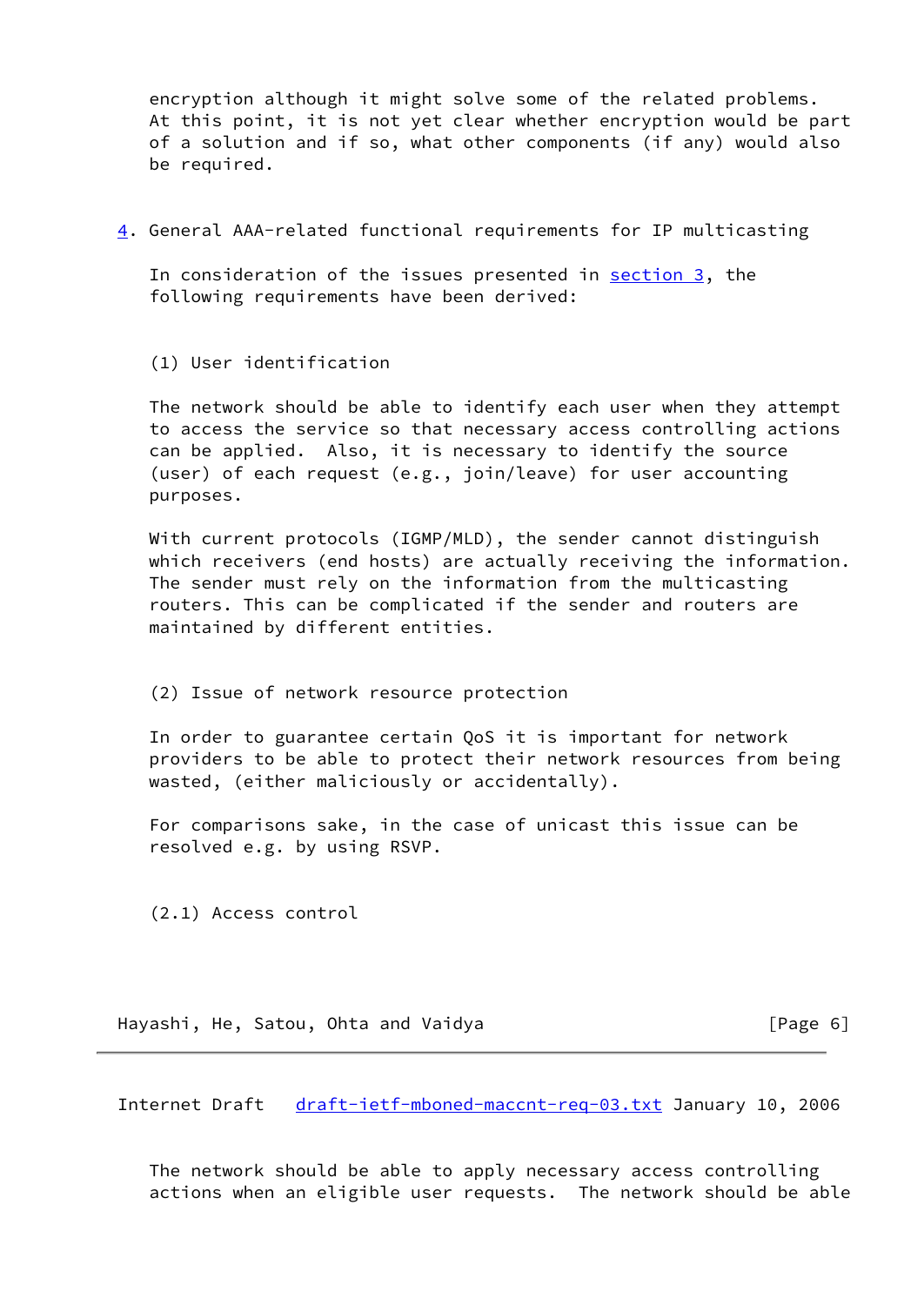encryption although it might solve some of the related problems. At this point, it is not yet clear whether encryption would be part of a solution and if so, what other components (if any) would also be required.

## 4. General AAA-related functional requirements for IP multicasting

In consideration of the issues presented in section 3, the following requirements have been derived:

### (1) User identification

The network should be able to identify each user when they attempt to access the service so that necessary access controlling actions can be applied. Also, it is necessary to identify the source (user) of each request (e.g., join/leave) for user accounting purposes.

With current protocols (IGMP/MLD), the sender cannot distinguish which receivers (end hosts) are actually receiving the information. The sender must rely on the information from the multicasting routers. This can be complicated if the sender and routers are maintained by different entities.

### (2) Issue of network resource protection

In order to guarantee certain QoS it is important for network providers to be able to protect their network resources from being wasted, (either maliciously or accidentally).

For comparisons sake, in the case of unicast this issue can be resolved e.g. by using RSVP.

#### (2.1) Access control

The network should be able to apply necessary access controlling actions when an eligible user requests. The network should be able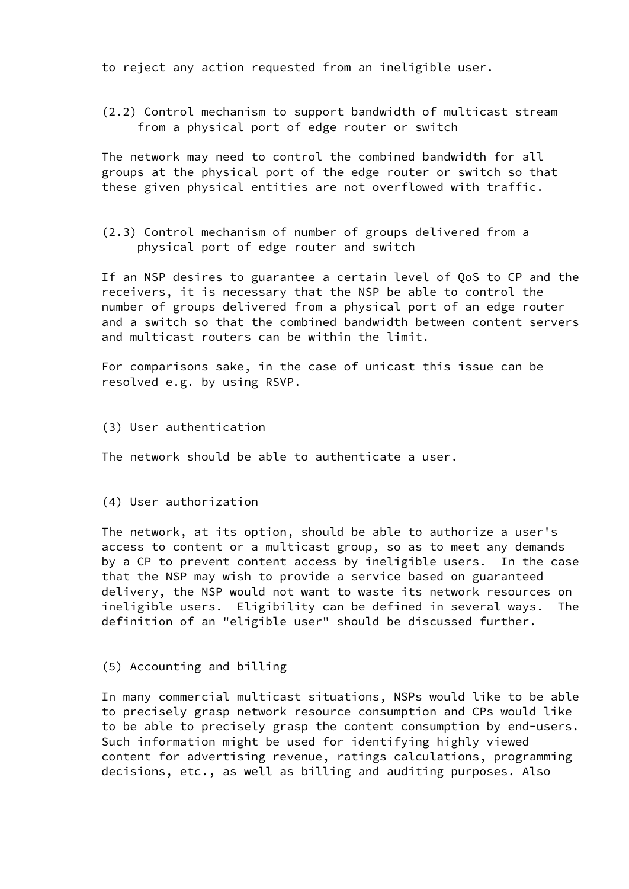to reject any action requested from an ineligible user.

### (2.2) Control mechanism to support bandwidth of multicast stream from a physical port of edge router or switch

The network may need to control the combined bandwidth for all groups at the physical port of the edge router or switch so that these given physical entities are not overflowed with traffic.

### (2.3) Control mechanism of number of groups delivered from a physical port of edge router and switch

If an NSP desires to guarantee a certain level of QoS to CP and the receivers, it is necessary that the NSP be able to control the number of groups delivered from a physical port of an edge router and a switch so that the combined bandwidth between content servers and multicast routers can be within the limit.

For comparisons sake, in the case of unicast this issue can be resolved e.g. by using RSVP.

### (3) User authentication

The network should be able to authenticate a user.

### (4) User authorization

The network, at its option, should be able to authorize a user's access to content or a multicast group, so as to meet any demands by a CP to prevent content access by ineligible users. In the case that the NSP may wish to provide a service based on guaranteed delivery, the NSP would not want to waste its network resources on ineligible users. Eligibility can be defined in several ways. The definition of an "eligible user" should be discussed further.

### (5) Accounting and billing

In many commercial multicast situations, NSPs would like to be able to precisely grasp network resource consumption and CPs would like to be able to precisely grasp the content consumption by end-users. Such information might be used for identifying highly viewed content for advertising revenue, ratings calculations, programming decisions, etc., as well as billing and auditing purposes. Also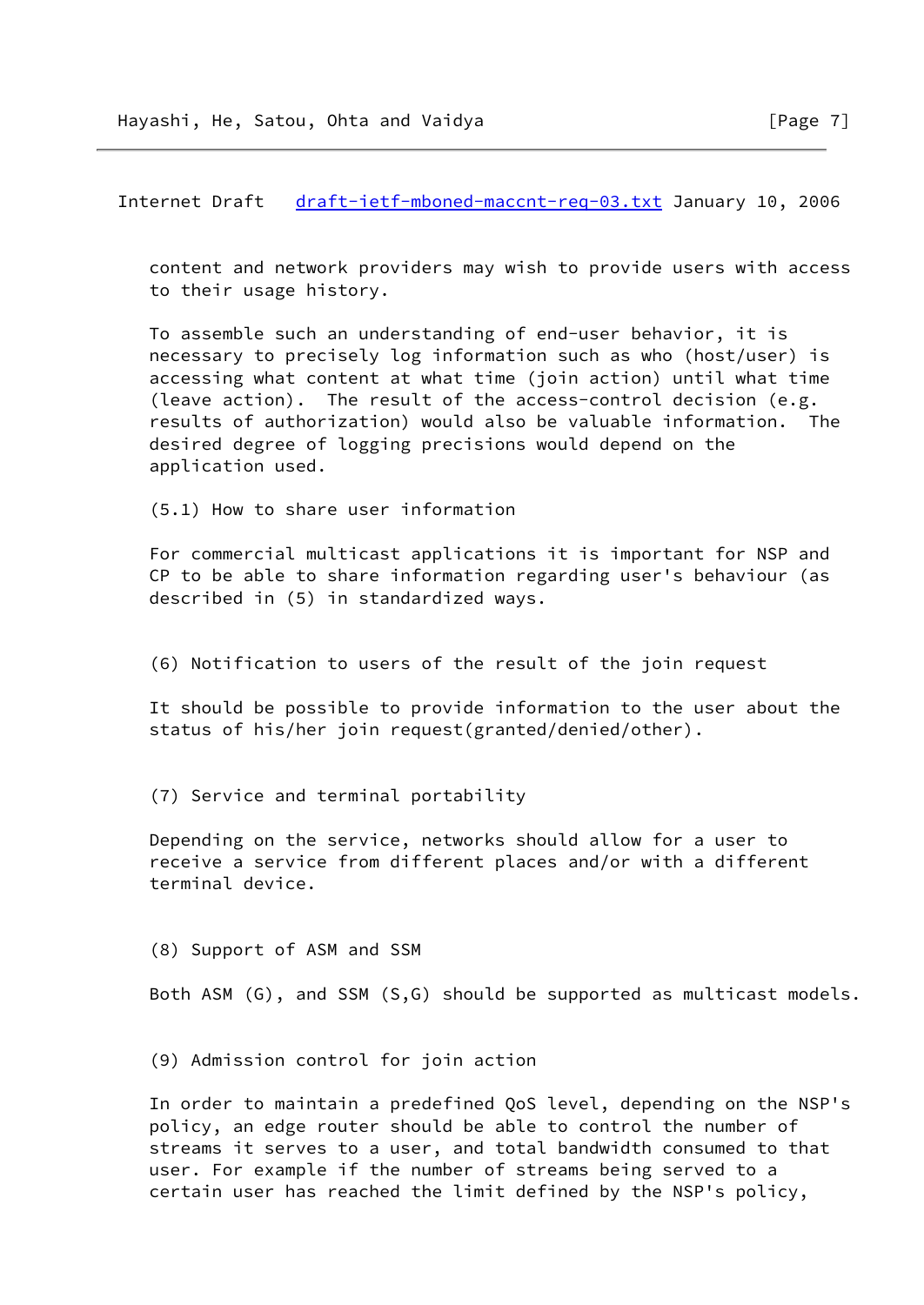content and network providers may wish to provide users with access to their usage history.

To assemble such an understanding of end-user behavior, it is necessary to precisely log information such as who (host/user) is accessing what content at what time (join action) until what time (leave action). The result of the access-control decision (e.g. results of authorization) would also be valuable information. The desired degree of logging precisions would depend on the application used.

(5.1) How to share user information

For commercial multicast applications it is important for NSP and CP to be able to share information regarding user's behaviour (as described in (5) in standardized ways.

(6) Notification to users of the result of the join request

It should be possible to provide information to the user about the status of his/her join request(granted/denied/other).

(7) Service and terminal portability

Depending on the service, networks should allow for a user to receive a service from different places and/or with a different terminal device.

(8) Support of ASM and SSM

Both ASM (G), and SSM (S,G) should be supported as multicast models.

(9) Admission control for join action

In order to maintain a predefined QoS level, depending on the NSP's policy, an edge router should be able to control the number of streams it serves to a user, and total bandwidth consumed to that user. For example if the number of streams being served to a certain user has reached the limit defined by the NSP's policy,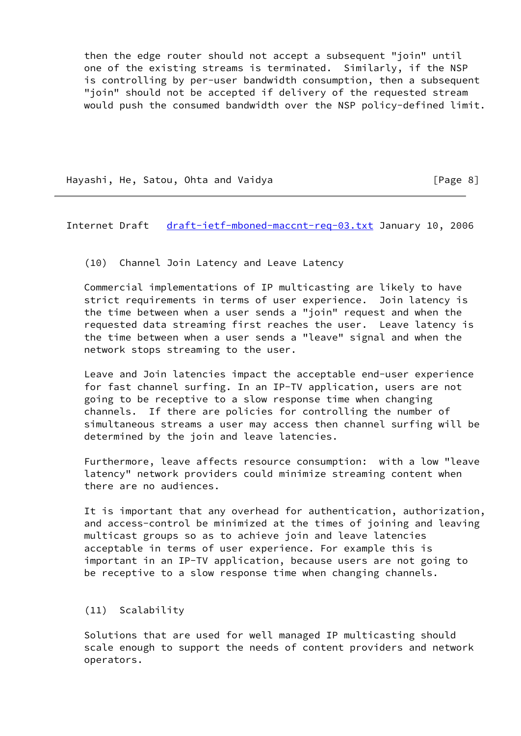then the edge router should not accept a subsequent "join" until one of the existing streams is terminated. Similarly, if the NSP is controlling by per-user bandwidth consumption, then a subsequent "join" should not be accepted if delivery of the requested stream would push the consumed bandwidth over the NSP policy-defined limit.

### (10) Channel Join Latency and Leave Latency

Commercial implementations of IP multicasting are likely to have strict requirements in terms of user experience. Join latency is the time between when a user sends a "join" request and when the requested data streaming first reaches the user. Leave latency is the time between when a user sends a "leave" signal and when the network stops streaming to the user.

Leave and Join latencies impact the acceptable end-user experience for fast channel surfing. In an IP-TV application, users are not going to be receptive to a slow response time when changing channels. If there are policies for controlling the number of simultaneous streams a user may access then channel surfing will be determined by the join and leave latencies.

Furthermore, leave affects resource consumption: with a low "leave latency" network providers could minimize streaming content when there are no audiences.

It is important that any overhead for authentication, authorization, and access-control be minimized at the times of joining and leaving multicast groups so as to achieve join and leave latencies acceptable in terms of user experience. For example this is important in an IP-TV application, because users are not going to be receptive to a slow response time when changing channels.

### (11) Scalability

Solutions that are used for well managed IP multicasting should scale enough to support the needs of content providers and network operators.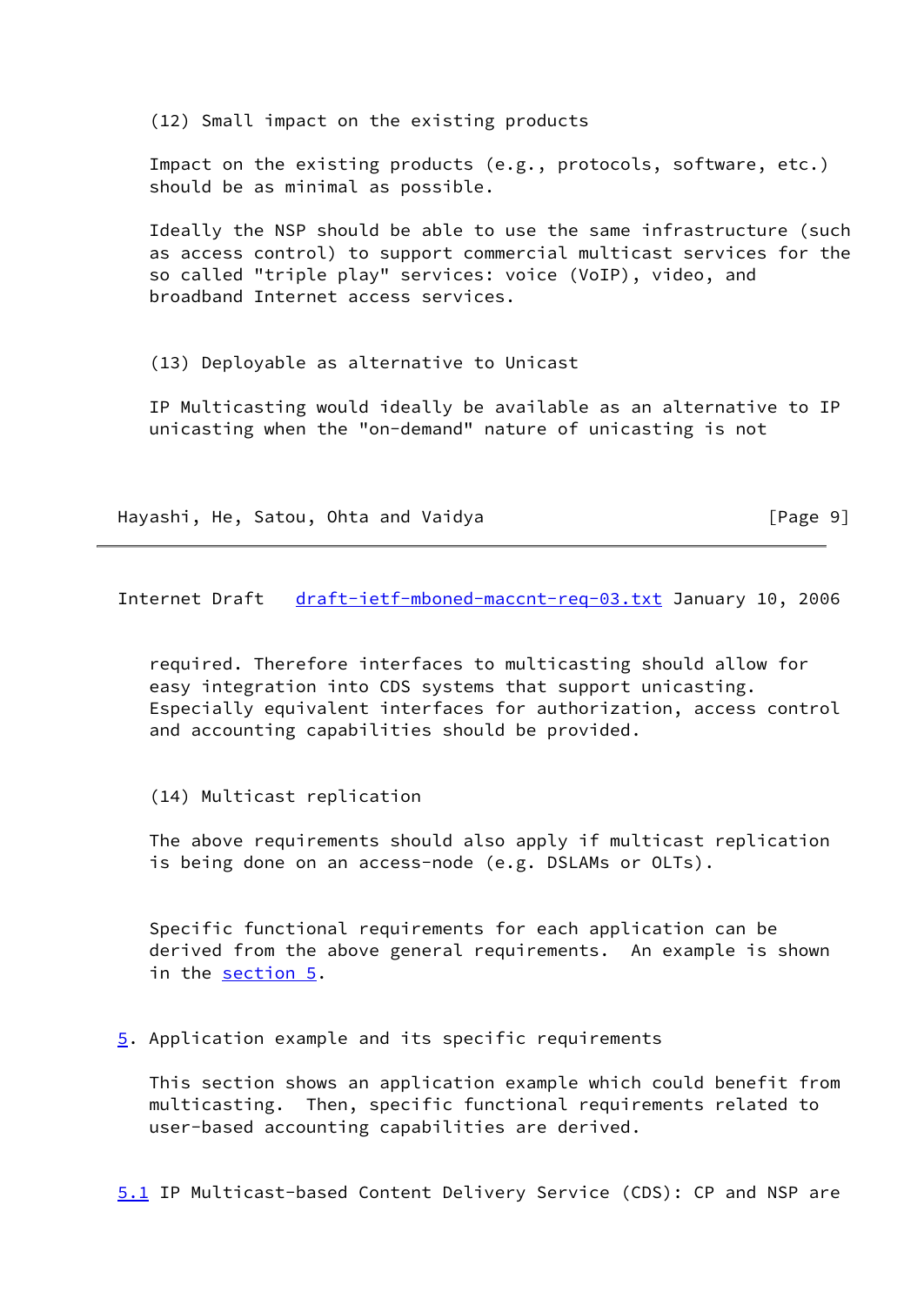(12) Small impact on the existing products

Impact on the existing products (e.g., protocols, software, etc.) should be as minimal as possible.

Ideally the NSP should be able to use the same infrastructure (such as access control) to support commercial multicast services for the so called "triple play" services: voice (VoIP), video, and broadband Internet access services.

(13) Deployable as alternative to Unicast

IP Multicasting would ideally be available as an alternative to IP unicasting when the "on-demand" nature of unicasting is not required. Therefore interfaces to multicasting should allow for easy integration into CDS systems that support unicasting. Especially equivalent interfaces for authorization, access control and accounting capabilities should be provided.

(14) Multicast replication

The above requirements should also apply if multicast replication is being done on an access-node (e.g. DSLAMs or OLTs).

Specific functional requirements for each application can be derived from the above general requirements. An example is shown in the section 5.

## 5. Application example and its specific requirements

This section shows an application example which could benefit from multicasting. Then, specific functional requirements related to user-based accounting capabilities are derived.

### 5.1 IP Multicast-based Content Delivery Service (CDS): CP and NSP are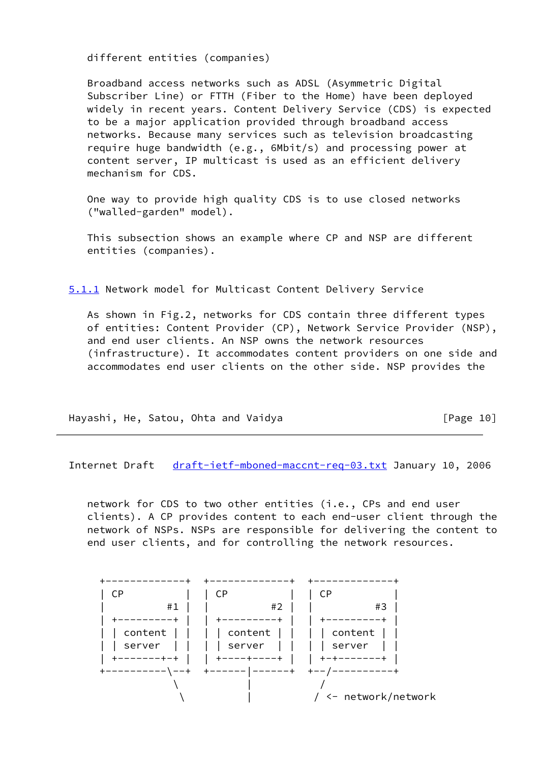different entities (companies)

Broadband access networks such as ADSL (Asymmetric Digital Subscriber Line) or FTTH (Fiber to the Home) have been deployed widely in recent years. Content Delivery Service (CDS) is expected to be a major application provided through broadband access networks. Because many services such as television broadcasting require huge bandwidth (e.g., 6Mbit/s) and processing power at content server, IP multicast is used as an efficient delivery mechanism for CDS.

One way to provide high quality CDS is to use closed networks ("walled-garden" model).

This subsection shows an example where CP and NSP are different entities (companies).

### 5.1.1 Network model for Multicast Content Delivery Service

As shown in Fig.2, networks for CDS contain three different types of entities: Content Provider (CP), Network Service Provider (NSP), and end user clients. An NSP owns the network resources (infrastructure). It accommodates content providers on one side and accommodates end user clients on the other side. NSP provides the network for CDS to two other entities (i.e., CPs and end user clients). A CP provides content to each end-user client through the network of NSPs. NSPs are responsible for delivering the content to end user clients, and for controlling the network resources.

```
+-------------+  +-------------+  +-------------+
| CP          |  | CP          |  | CP          |
|          #1 |  |          #2 |  |          #3 |
| +---------+ |  | +---------+ |  | +---------+ |
| | content | |  | | content | |  | | content | |
| | server  | |  | | server  | |  | | server  | |
| +-------+-+ |  | +----+----+ |  | +-+-------+ |
+----------\--+  +------|------+  +--/----------+
            \           |           /
             \          |          / <- network/network
```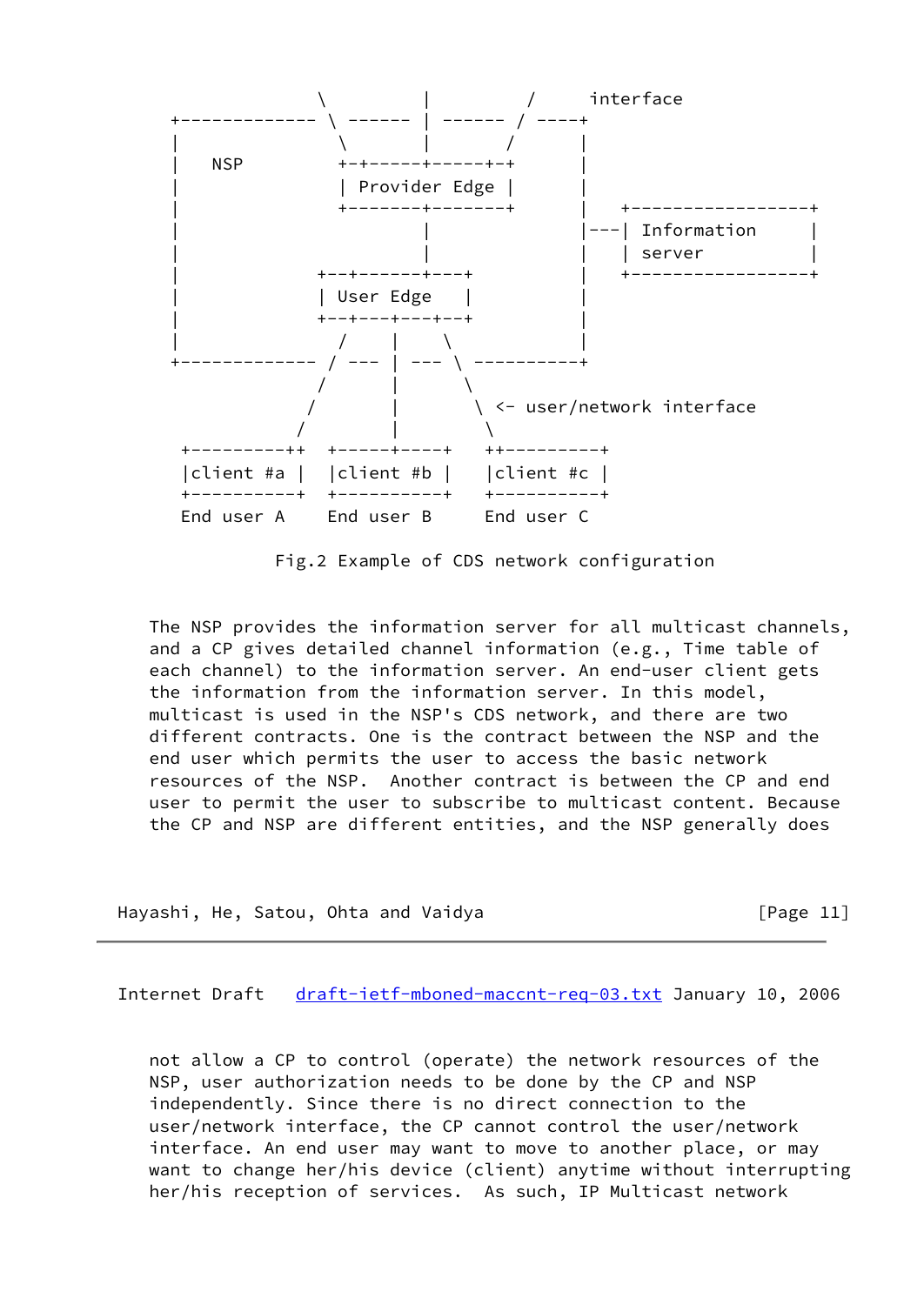```
                  \         |         /     interface
    +------------- \ ------ | ------ / ----+
    |               \       |       /      |
    |   NSP          +-+-----+-----+-+      |
    |                | Provider Edge |      |
    |                +-------+-------+      |
    |                        |              |   +-----------------+
    |                        |              |---| Information     |
    |                        |              |   | server          |
    |                +--+-----+---+---+      |   +-----------------+
    |                | User Edge    |       |
    |                +--+---+---+--+        |
    |                   /    |    \         |
    +------------- / --- | --- \ ----------+
                   /      |      \
                  /       |       \ <- user/network interface
                 /        |        \
     +----------++  +-----+----+   ++----------+
     |client #a |  |client #b |   |client #c |
     +----------+  +----------+   +----------+
     End user A    End user B     End user C
```

Fig.2 Example of CDS network configuration

The NSP provides the information server for all multicast channels, and a CP gives detailed channel information (e.g., Time table of each channel) to the information server. An end-user client gets the information from the information server. In this model, multicast is used in the NSP's CDS network, and there are two different contracts. One is the contract between the NSP and the end user which permits the user to access the basic network resources of the NSP. Another contract is between the CP and end user to permit the user to subscribe to multicast content. Because the CP and NSP are different entities, and the NSP generally does not allow a CP to control (operate) the network resources of the NSP, user authorization needs to be done by the CP and NSP independently. Since there is no direct connection to the user/network interface, the CP cannot control the user/network interface. An end user may want to move to another place, or may want to change her/his device (client) anytime without interrupting her/his reception of services. As such, IP Multicast network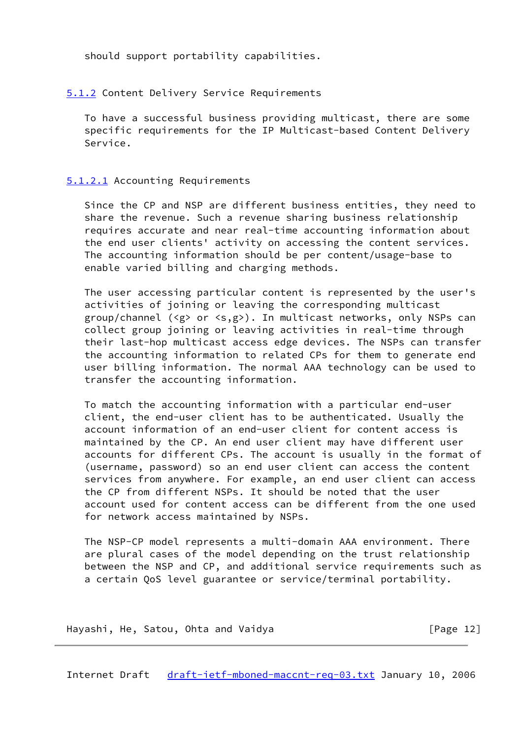should support portability capabilities.

### 5.1.2 Content Delivery Service Requirements

To have a successful business providing multicast, there are some specific requirements for the IP Multicast-based Content Delivery Service.

#### 5.1.2.1 Accounting Requirements

Since the CP and NSP are different business entities, they need to share the revenue. Such a revenue sharing business relationship requires accurate and near real-time accounting information about the end user clients' activity on accessing the content services. The accounting information should be per content/usage-base to enable varied billing and charging methods.

The user accessing particular content is represented by the user's activities of joining or leaving the corresponding multicast group/channel (<g> or <s,g>). In multicast networks, only NSPs can collect group joining or leaving activities in real-time through their last-hop multicast access edge devices. The NSPs can transfer the accounting information to related CPs for them to generate end user billing information. The normal AAA technology can be used to transfer the accounting information.

To match the accounting information with a particular end-user client, the end-user client has to be authenticated. Usually the account information of an end-user client for content access is maintained by the CP. An end user client may have different user accounts for different CPs. The account is usually in the format of (username, password) so an end user client can access the content services from anywhere. For example, an end user client can access the CP from different NSPs. It should be noted that the user account used for content access can be different from the one used for network access maintained by NSPs.

The NSP-CP model represents a multi-domain AAA environment. There are plural cases of the model depending on the trust relationship between the NSP and CP, and additional service requirements such as a certain QoS level guarantee or service/terminal portability.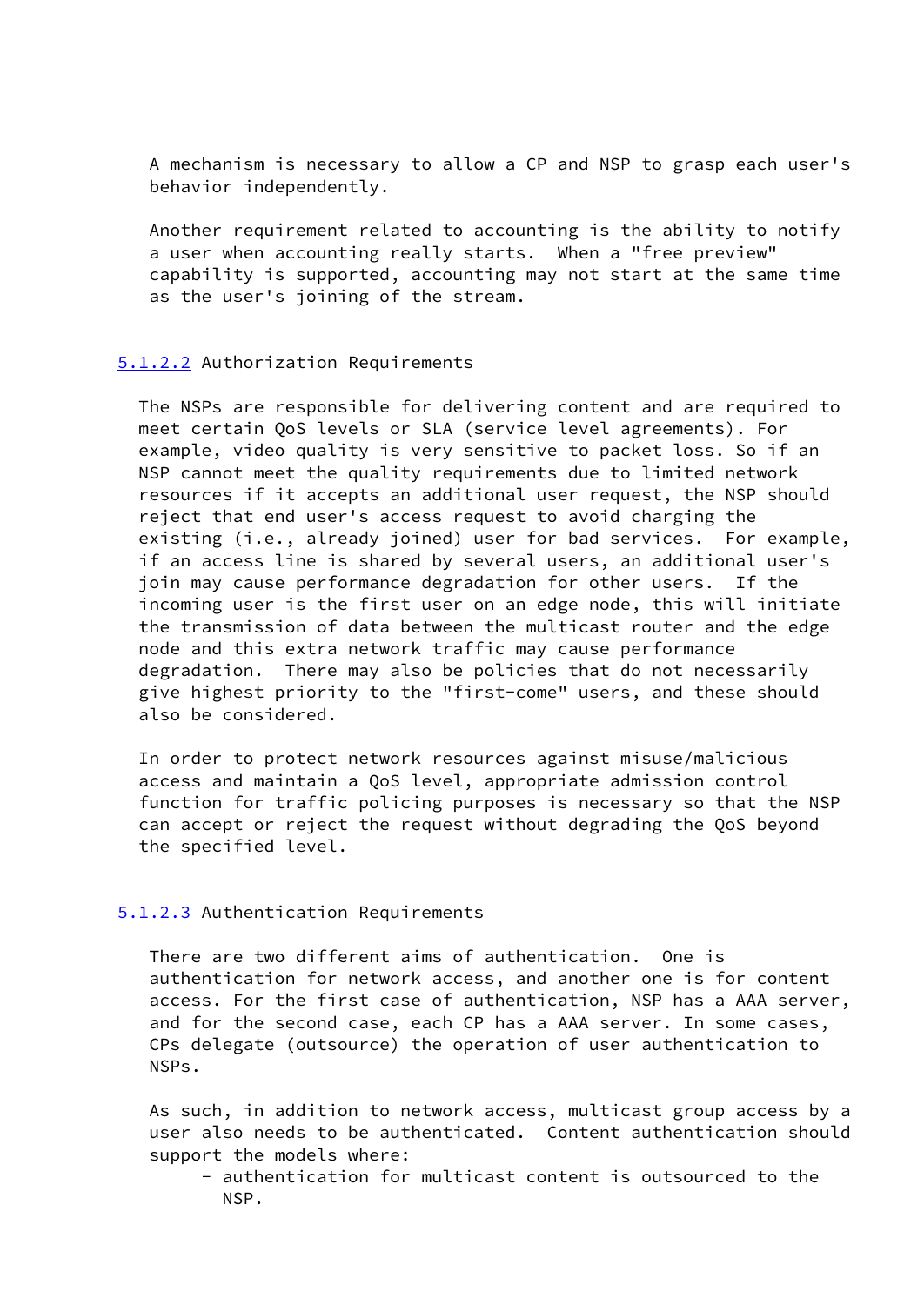A mechanism is necessary to allow a CP and NSP to grasp each user's behavior independently.

Another requirement related to accounting is the ability to notify a user when accounting really starts. When a "free preview" capability is supported, accounting may not start at the same time as the user's joining of the stream.

#### 5.1.2.2 Authorization Requirements

The NSPs are responsible for delivering content and are required to meet certain QoS levels or SLA (service level agreements). For example, video quality is very sensitive to packet loss. So if an NSP cannot meet the quality requirements due to limited network resources if it accepts an additional user request, the NSP should reject that end user's access request to avoid charging the existing (i.e., already joined) user for bad services. For example, if an access line is shared by several users, an additional user's join may cause performance degradation for other users. If the incoming user is the first user on an edge node, this will initiate the transmission of data between the multicast router and the edge node and this extra network traffic may cause performance degradation. There may also be policies that do not necessarily give highest priority to the "first-come" users, and these should also be considered.

In order to protect network resources against misuse/malicious access and maintain a QoS level, appropriate admission control function for traffic policing purposes is necessary so that the NSP can accept or reject the request without degrading the QoS beyond the specified level.

#### 5.1.2.3 Authentication Requirements

There are two different aims of authentication. One is authentication for network access, and another one is for content access. For the first case of authentication, NSP has a AAA server, and for the second case, each CP has a AAA server. In some cases, CPs delegate (outsource) the operation of user authentication to NSPs.

As such, in addition to network access, multicast group access by a user also needs to be authenticated. Content authentication should support the models where:

- authentication for multicast content is outsourced to the NSP.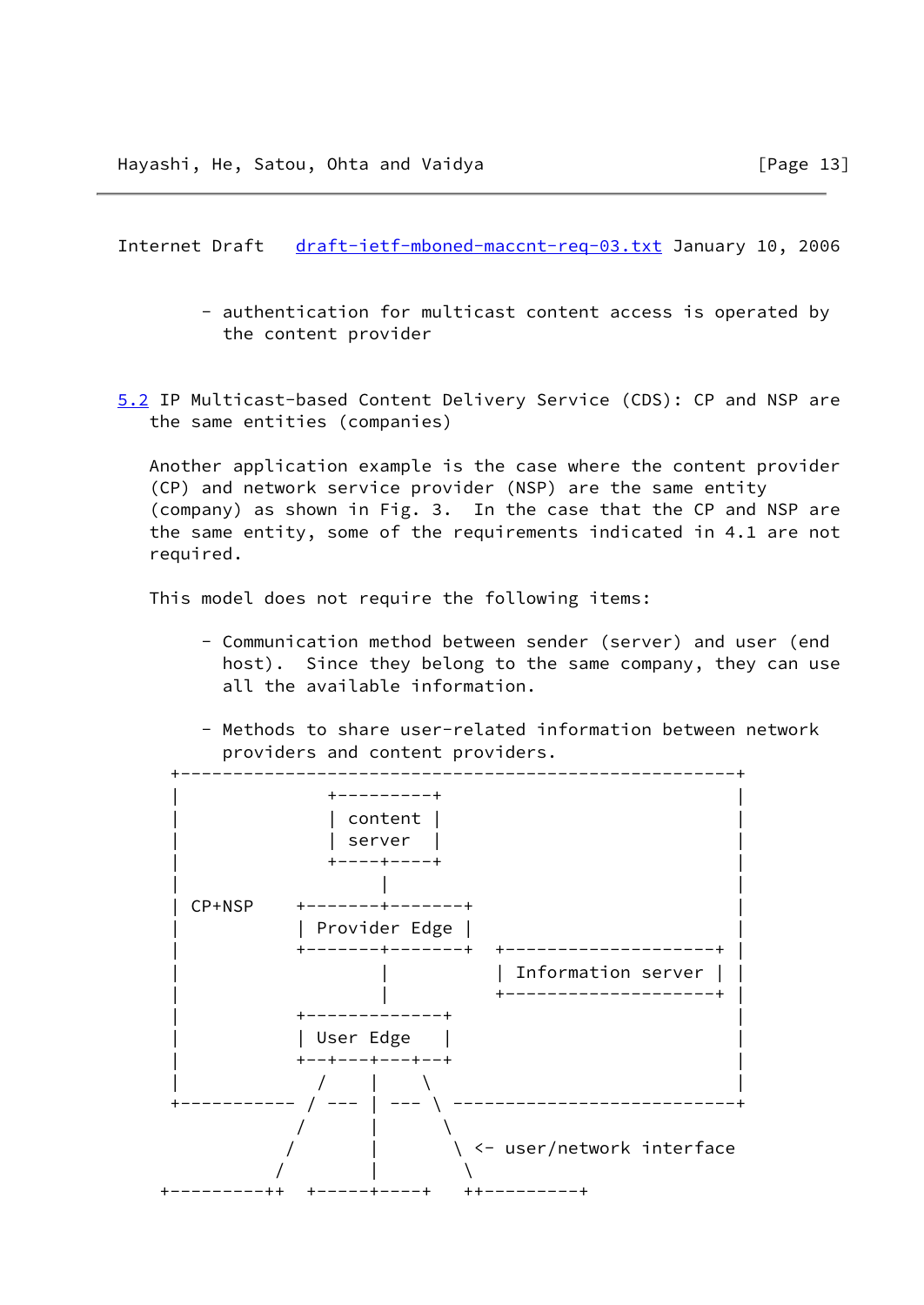- authentication for multicast content access is operated by the content provider

## 5.2 IP Multicast-based Content Delivery Service (CDS): CP and NSP are the same entities (companies)

Another application example is the case where the content provider (CP) and network service provider (NSP) are the same entity (company) as shown in Fig. 3. In the case that the CP and NSP are the same entity, some of the requirements indicated in 4.1 are not required.

This model does not require the following items:

- Communication method between sender (server) and user (end host). Since they belong to the same company, they can use all the available information.

- Methods to share user-related information between network providers and content providers.

```
 +-----------------------------------------------------+
 |              +---------+                            |
 |              | content |                            |
 |              | server  |                            |
 |              +----+----+                            |
 |                   |                                 |
 | CP+NSP    +-------+-------+                         |
 |           | Provider Edge |                         |
 |           +-------+-------+  +---------------------+ |
 |                   |          | Information server | |
 |                   |          +---------------------+ |
 |           +-------------+                           |
 |           | User Edge   |                           |
 |           +--+---+---+--+                           |
 |              /    |    \                            |
 +----------- / --- | --- \ ---------------------------+
             /       |      \
            /        |       \ <- user/network interface
           /         |        \
+----------++  +-----+-----+   ++---------+
```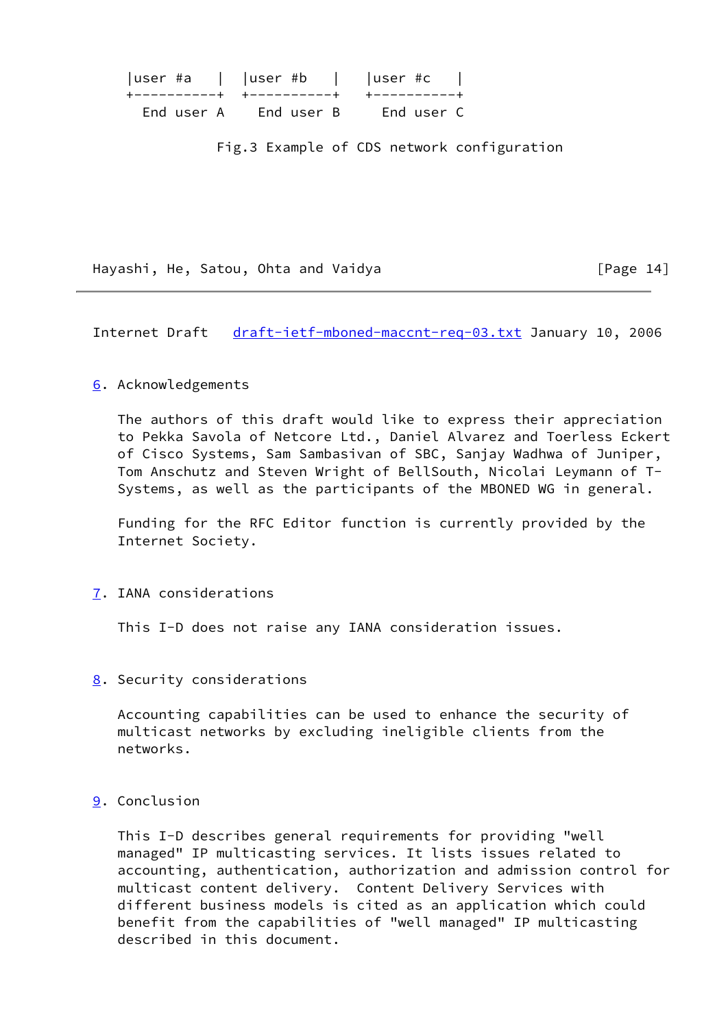```
 |user #a    |  |user #b    |   |user #c    |
 +-----------+  +-----------+   +-----------+
   End user A     End user B      End user C
```

Fig.3 Example of CDS network configuration

## 6. Acknowledgements

The authors of this draft would like to express their appreciation to Pekka Savola of Netcore Ltd., Daniel Alvarez and Toerless Eckert of Cisco Systems, Sam Sambasivan of SBC, Sanjay Wadhwa of Juniper, Tom Anschutz and Steven Wright of BellSouth, Nicolai Leymann of T-Systems, as well as the participants of the MBONED WG in general.

Funding for the RFC Editor function is currently provided by the Internet Society.

## 7. IANA considerations

This I-D does not raise any IANA consideration issues.

## 8. Security considerations

Accounting capabilities can be used to enhance the security of multicast networks by excluding ineligible clients from the networks.

## 9. Conclusion

This I-D describes general requirements for providing "well managed" IP multicasting services. It lists issues related to accounting, authentication, authorization and admission control for multicast content delivery. Content Delivery Services with different business models is cited as an application which could benefit from the capabilities of "well managed" IP multicasting described in this document.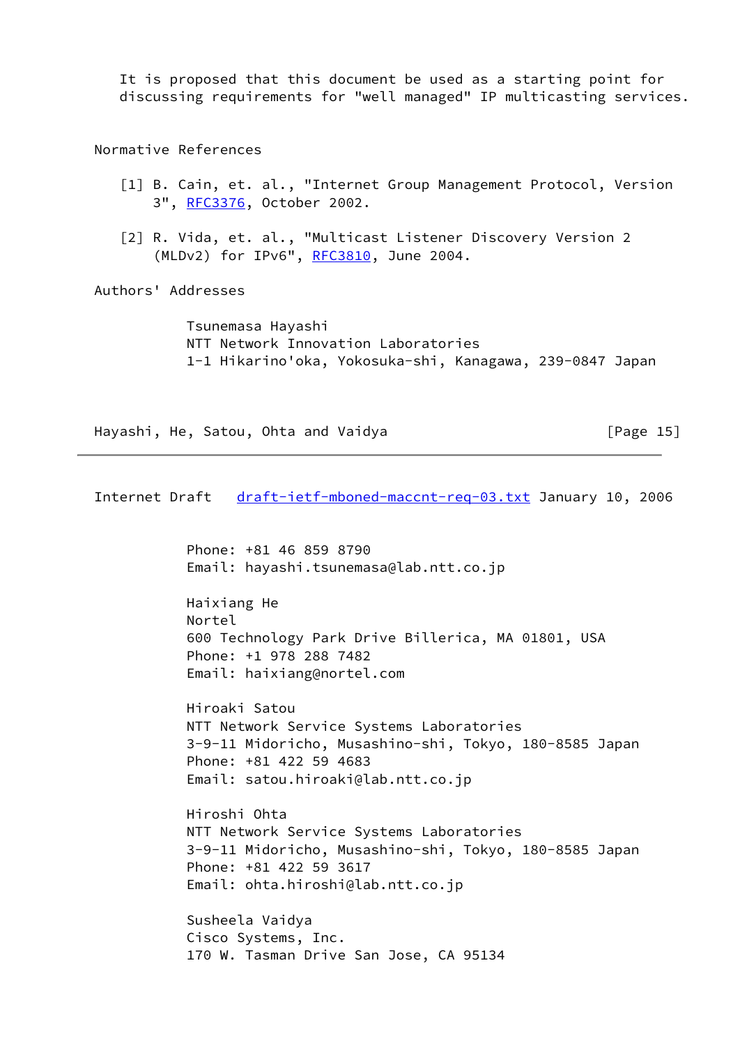It is proposed that this document be used as a starting point for discussing requirements for "well managed" IP multicasting services.

## Normative References

[1] B. Cain, et. al., "Internet Group Management Protocol, Version 3", RFC3376, October 2002.

[2] R. Vida, et. al., "Multicast Listener Discovery Version 2 (MLDv2) for IPv6", RFC3810, June 2004.

## Authors' Addresses

Tsunemasa Hayashi
NTT Network Innovation Laboratories
1-1 Hikarino'oka, Yokosuka-shi, Kanagawa, 239-0847 Japan
Phone: +81 46 859 8790
Email: hayashi.tsunemasa@lab.ntt.co.jp

Haixiang He
Nortel
600 Technology Park Drive Billerica, MA 01801, USA
Phone: +1 978 288 7482
Email: haixiang@nortel.com

Hiroaki Satou
NTT Network Service Systems Laboratories
3-9-11 Midoricho, Musashino-shi, Tokyo, 180-8585 Japan
Phone: +81 422 59 4683
Email: satou.hiroaki@lab.ntt.co.jp

Hiroshi Ohta
NTT Network Service Systems Laboratories
3-9-11 Midoricho, Musashino-shi, Tokyo, 180-8585 Japan
Phone: +81 422 59 3617
Email: ohta.hiroshi@lab.ntt.co.jp

Susheela Vaidya
Cisco Systems, Inc.
170 W. Tasman Drive San Jose, CA 95134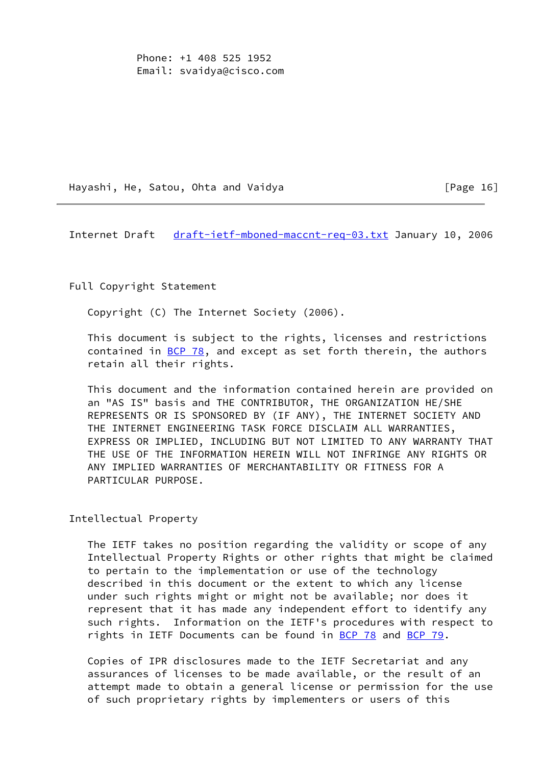Phone: +1 408 525 1952
Email: svaidya@cisco.com

## Full Copyright Statement

Copyright (C) The Internet Society (2006).

This document is subject to the rights, licenses and restrictions contained in BCP 78, and except as set forth therein, the authors retain all their rights.

This document and the information contained herein are provided on an "AS IS" basis and THE CONTRIBUTOR, THE ORGANIZATION HE/SHE REPRESENTS OR IS SPONSORED BY (IF ANY), THE INTERNET SOCIETY AND THE INTERNET ENGINEERING TASK FORCE DISCLAIM ALL WARRANTIES, EXPRESS OR IMPLIED, INCLUDING BUT NOT LIMITED TO ANY WARRANTY THAT THE USE OF THE INFORMATION HEREIN WILL NOT INFRINGE ANY RIGHTS OR ANY IMPLIED WARRANTIES OF MERCHANTABILITY OR FITNESS FOR A PARTICULAR PURPOSE.

## Intellectual Property

The IETF takes no position regarding the validity or scope of any Intellectual Property Rights or other rights that might be claimed to pertain to the implementation or use of the technology described in this document or the extent to which any license under such rights might or might not be available; nor does it represent that it has made any independent effort to identify any such rights. Information on the IETF's procedures with respect to rights in IETF Documents can be found in BCP 78 and BCP 79.

Copies of IPR disclosures made to the IETF Secretariat and any assurances of licenses to be made available, or the result of an attempt made to obtain a general license or permission for the use of such proprietary rights by implementers or users of this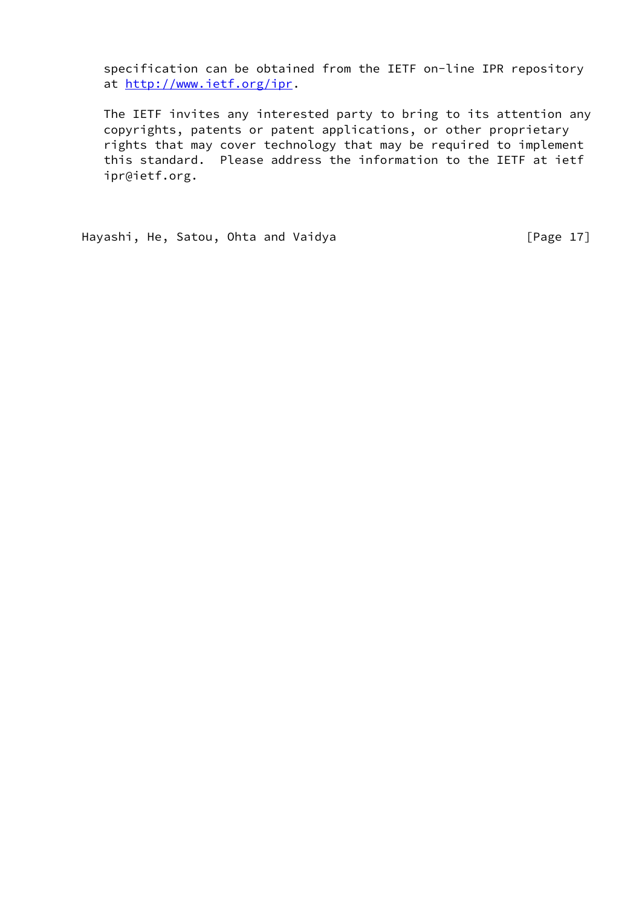specification can be obtained from the IETF on-line IPR repository at http://www.ietf.org/ipr.

The IETF invites any interested party to bring to its attention any copyrights, patents or patent applications, or other proprietary rights that may cover technology that may be required to implement this standard. Please address the information to the IETF at ietf ipr@ietf.org.